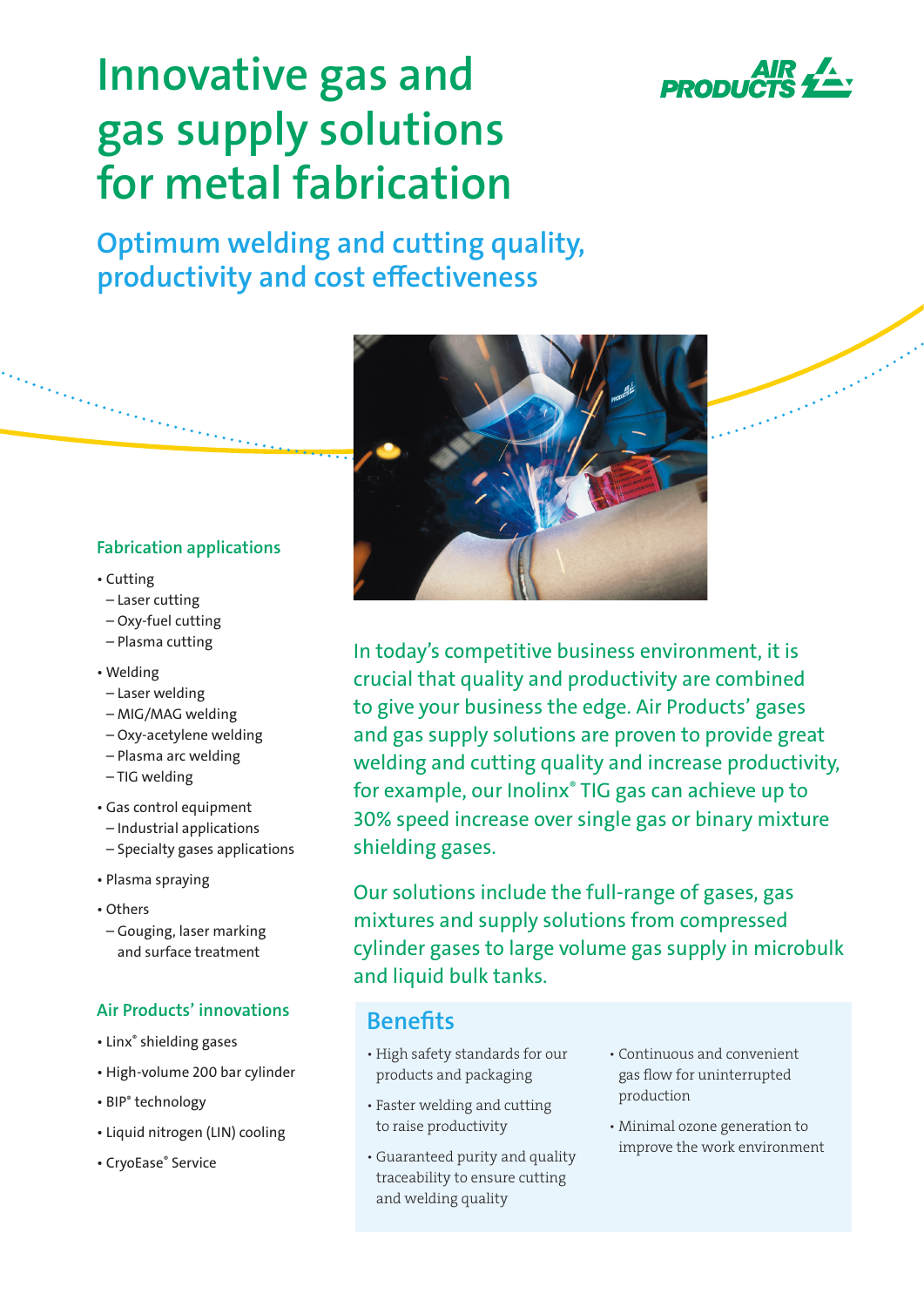# Innovative gas and gas supply solutions for metal fabrication

## Optimum welding and cutting quality, productivity and cost effectiveness

In today's competitive business environment, it is crucial that quality and productivity are combined to give your business the edge. Air Products' gases and gas supply solutions are proven to provide great welding and cutting quality and increase productivity, for example, our Inolinx® TIG gas can achieve up to 30% speed increase over single gas or binary mixture shielding gases.

Our solutions include the full-range of gases, gas mixtures and supply solutions from compressed cylinder gases to large volume gas supply in microbulk and liquid bulk tanks.

### Fabrication applications

- Cutting
  - Laser cutting
  - Oxy-fuel cutting
  - Plasma cutting
- Welding
  - Laser welding
  - MIG/MAG welding
  - Oxy-acetylene welding
  - Plasma arc welding
  - TIG welding
- Gas control equipment
  - Industrial applications
  - Specialty gases applications
- Plasma spraying
- Others
  - Gouging, laser marking and surface treatment

### Air Products' innovations

- Linx® shielding gases
- High-volume 200 bar cylinder
- BIP® technology
- Liquid nitrogen (LIN) cooling
- CryoEase® Service

### Benefits

- High safety standards for our products and packaging
- Faster welding and cutting to raise productivity
- Guaranteed purity and quality traceability to ensure cutting and welding quality
- Continuous and convenient gas flow for uninterrupted production
- Minimal ozone generation to improve the work environment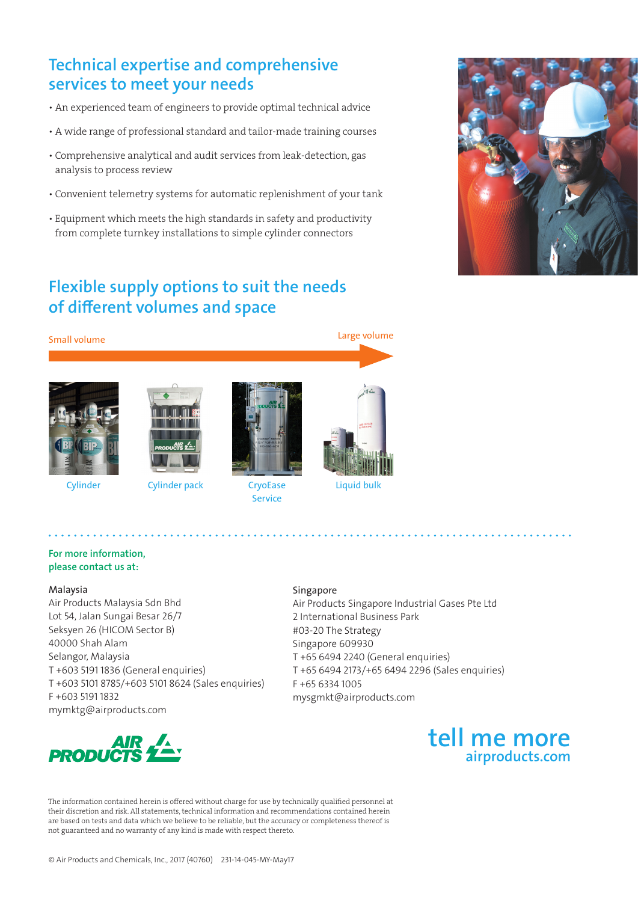## Technical expertise and comprehensive services to meet your needs

- An experienced team of engineers to provide optimal technical advice
- A wide range of professional standard and tailor-made training courses
- Comprehensive analytical and audit services from leak-detection, gas analysis to process review
- Convenient telemetry systems for automatic replenishment of your tank
- Equipment which meets the high standards in safety and productivity from complete turnkey installations to simple cylinder connectors

## Flexible supply options to suit the needs of different volumes and space

Small volume

Large volume

Cylinder

Cylinder pack

CryoEase Service

Liquid bulk

**For more information, please contact us at:**

**Malaysia**
Air Products Malaysia Sdn Bhd
Lot 54, Jalan Sungai Besar 26/7
Seksyen 26 (HICOM Sector B)
40000 Shah Alam
Selangor, Malaysia
T +603 5191 1836 (General enquiries)
T +603 5101 8785/+603 5101 8624 (Sales enquiries)
F +603 5191 1832
mymktg@airproducts.com

**Singapore**
Air Products Singapore Industrial Gases Pte Ltd
2 International Business Park
#03-20 The Strategy
Singapore 609930
T +65 6494 2240 (General enquiries)
T +65 6494 2173/+65 6494 2296 (Sales enquiries)
F +65 6334 1005
mysgmkt@airproducts.com

AIR PRODUCTS

tell me more
airproducts.com

The information contained herein is offered without charge for use by technically qualified personnel at their discretion and risk. All statements, technical information and recommendations contained herein are based on tests and data which we believe to be reliable, but the accuracy or completeness thereof is not guaranteed and no warranty of any kind is made with respect thereto.

© Air Products and Chemicals, Inc., 2017 (40760) 231-14-045-MY-May17